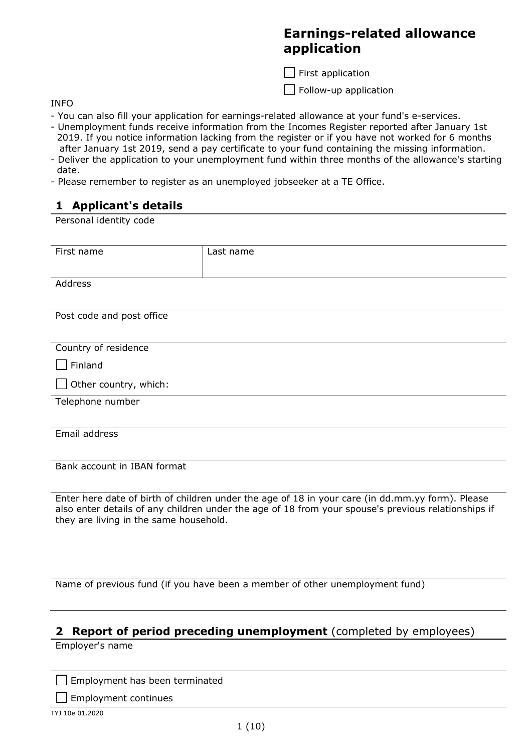# Earnings-related allowance application

☐ First application

☐ Follow-up application

INFO

- You can also fill your application for earnings-related allowance at your fund's e-services.
- Unemployment funds receive information from the Incomes Register reported after January 1st 2019. If you notice information lacking from the register or if you have not worked for 6 months after January 1st 2019, send a pay certificate to your fund containing the missing information.
- Deliver the application to your unemployment fund within three months of the allowance's starting date.
- Please remember to register as an unemployed jobseeker at a TE Office.

## 1 Applicant's details

Personal identity code

| First name | Last name |
| --- | --- |
| | |

Address

Post code and post office

Country of residence

☐ Finland

☐ Other country, which:

Telephone number

Email address

Bank account in IBAN format

Enter here date of birth of children under the age of 18 in your care (in dd.mm.yy form). Please also enter details of any children under the age of 18 from your spouse's previous relationships if they are living in the same household.

Name of previous fund (if you have been a member of other unemployment fund)

## 2 Report of period preceding unemployment (completed by employees)

Employer's name

☐ Employment has been terminated

☐ Employment continues

TYJ 10e 01.2020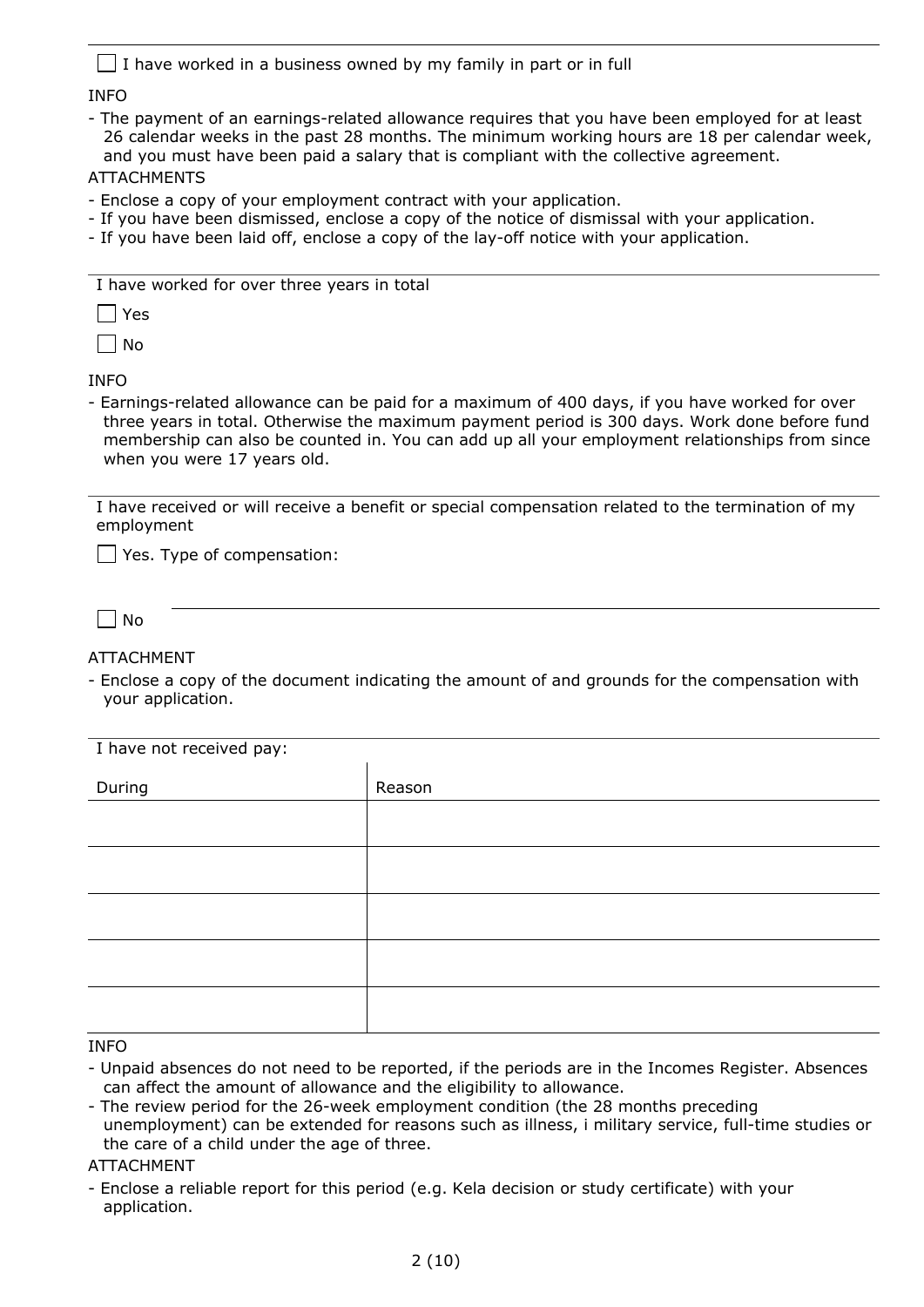- [ ] I have worked in a business owned by my family in part or in full

INFO

- The payment of an earnings-related allowance requires that you have been employed for at least 26 calendar weeks in the past 28 months. The minimum working hours are 18 per calendar week, and you must have been paid a salary that is compliant with the collective agreement.

ATTACHMENTS

- Enclose a copy of your employment contract with your application.
- If you have been dismissed, enclose a copy of the notice of dismissal with your application.
- If you have been laid off, enclose a copy of the lay-off notice with your application.

---

I have worked for over three years in total

- [ ] Yes
- [ ] No

INFO

- Earnings-related allowance can be paid for a maximum of 400 days, if you have worked for over three years in total. Otherwise the maximum payment period is 300 days. Work done before fund membership can also be counted in. You can add up all your employment relationships from since when you were 17 years old.

---

I have received or will receive a benefit or special compensation related to the termination of my employment

- [ ] Yes. Type of compensation:
- [ ] No

ATTACHMENT

- Enclose a copy of the document indicating the amount of and grounds for the compensation with your application.

---

I have not received pay:

| During | Reason |
| --- | --- |
| | |
| | |
| | |
| | |
| | |

INFO

- Unpaid absences do not need to be reported, if the periods are in the Incomes Register. Absences can affect the amount of allowance and the eligibility to allowance.
- The review period for the 26-week employment condition (the 28 months preceding unemployment) can be extended for reasons such as illness, i military service, full-time studies or the care of a child under the age of three.

ATTACHMENT

- Enclose a reliable report for this period (e.g. Kela decision or study certificate) with your application.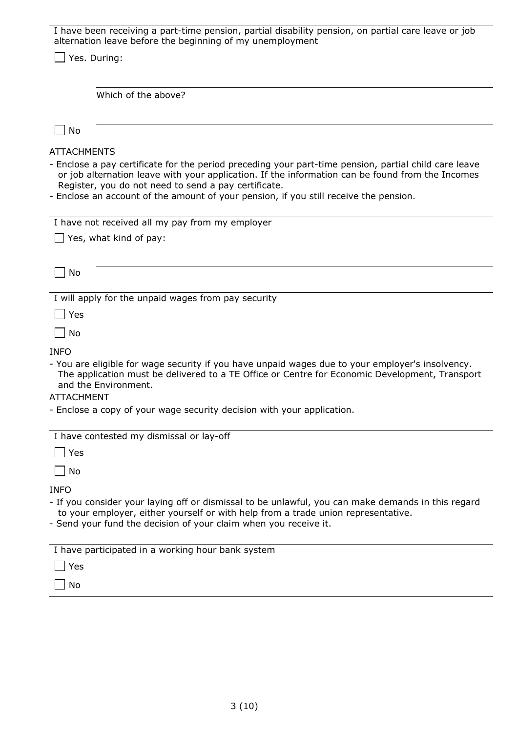I have been receiving a part-time pension, partial disability pension, on partial care leave or job alternation leave before the beginning of my unemployment

☐ Yes. During:

Which of the above?

☐ No

ATTACHMENTS

- Enclose a pay certificate for the period preceding your part-time pension, partial child care leave or job alternation leave with your application. If the information can be found from the Incomes Register, you do not need to send a pay certificate.
- Enclose an account of the amount of your pension, if you still receive the pension.

I have not received all my pay from my employer

☐ Yes, what kind of pay:

☐ No

I will apply for the unpaid wages from pay security

☐ Yes

☐ No

INFO

- You are eligible for wage security if you have unpaid wages due to your employer's insolvency. The application must be delivered to a TE Office or Centre for Economic Development, Transport and the Environment.

ATTACHMENT

- Enclose a copy of your wage security decision with your application.

I have contested my dismissal or lay-off

☐ Yes

☐ No

INFO

- If you consider your laying off or dismissal to be unlawful, you can make demands in this regard to your employer, either yourself or with help from a trade union representative.
- Send your fund the decision of your claim when you receive it.

I have participated in a working hour bank system

☐ Yes

☐ No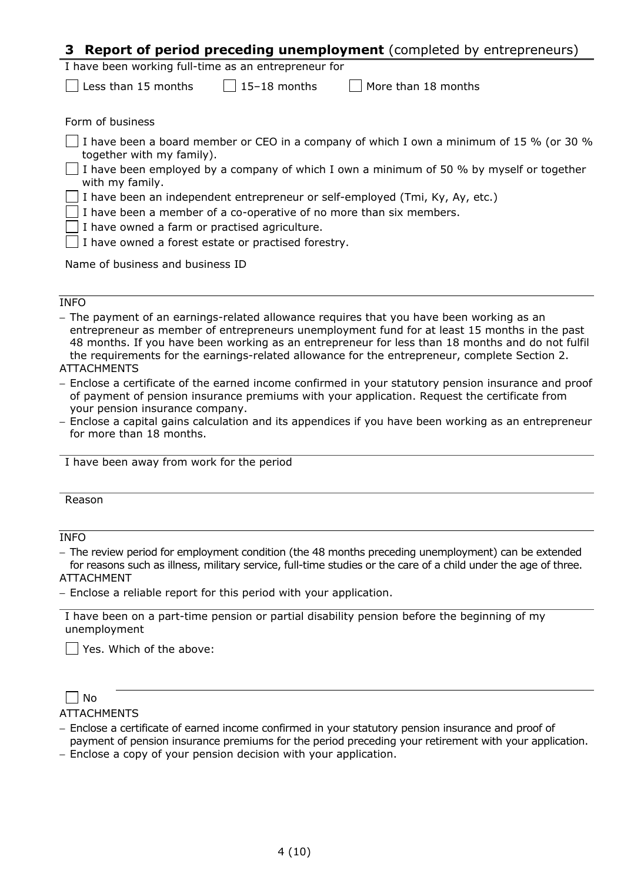## 3 Report of period preceding unemployment (completed by entrepreneurs)

I have been working full-time as an entrepreneur for

☐ Less than 15 months ☐ 15–18 months ☐ More than 18 months

Form of business

☐ I have been a board member or CEO in a company of which I own a minimum of 15 % (or 30 % together with my family).

☐ I have been employed by a company of which I own a minimum of 50 % by myself or together with my family.

☐ I have been an independent entrepreneur or self-employed (Tmi, Ky, Ay, etc.)

☐ I have been a member of a co-operative of no more than six members.

☐ I have owned a farm or practised agriculture.

☐ I have owned a forest estate or practised forestry.

Name of business and business ID

---

INFO

- The payment of an earnings-related allowance requires that you have been working as an entrepreneur as member of entrepreneurs unemployment fund for at least 15 months in the past 48 months. If you have been working as an entrepreneur for less than 18 months and do not fulfil the requirements for the earnings-related allowance for the entrepreneur, complete Section 2.

ATTACHMENTS

- Enclose a certificate of the earned income confirmed in your statutory pension insurance and proof of payment of pension insurance premiums with your application. Request the certificate from your pension insurance company.
- Enclose a capital gains calculation and its appendices if you have been working as an entrepreneur for more than 18 months.

---

I have been away from work for the period

---

Reason

---

INFO

- The review period for employment condition (the 48 months preceding unemployment) can be extended for reasons such as illness, military service, full-time studies or the care of a child under the age of three.

ATTACHMENT

- Enclose a reliable report for this period with your application.

---

I have been on a part-time pension or partial disability pension before the beginning of my unemployment

☐ Yes. Which of the above:

☐ No

ATTACHMENTS

- Enclose a certificate of earned income confirmed in your statutory pension insurance and proof of payment of pension insurance premiums for the period preceding your retirement with your application.
- Enclose a copy of your pension decision with your application.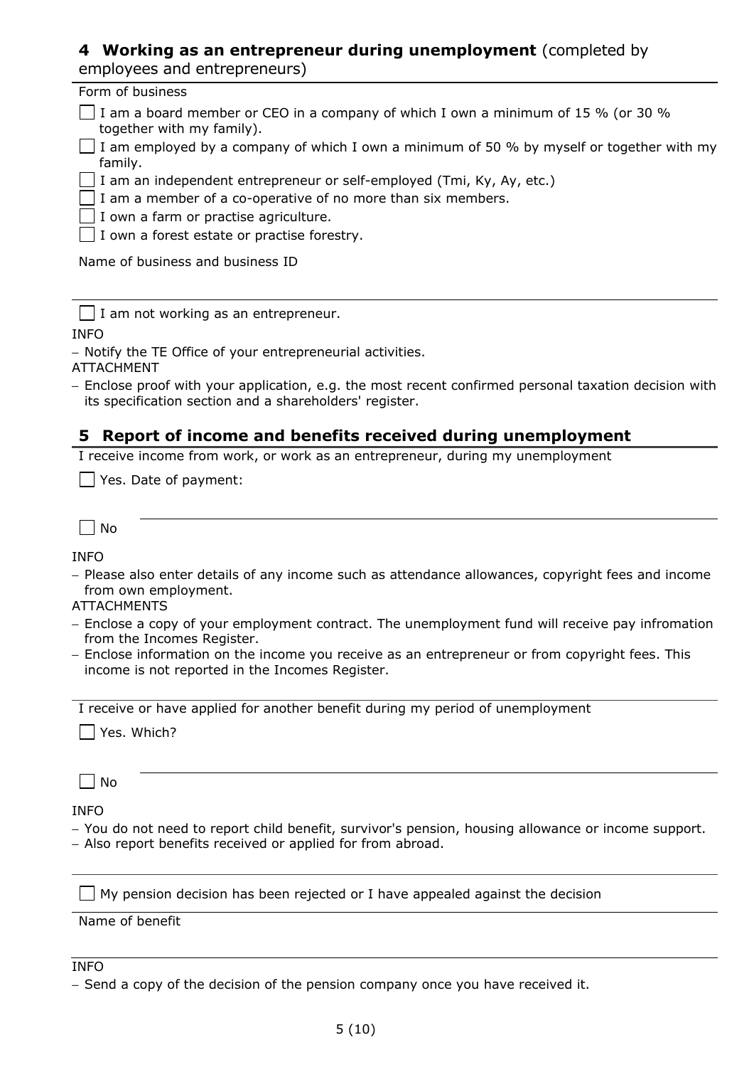## 4 Working as an entrepreneur during unemployment (completed by employees and entrepreneurs)

Form of business

- [ ] I am a board member or CEO in a company of which I own a minimum of 15 % (or 30 % together with my family).
- [ ] I am employed by a company of which I own a minimum of 50 % by myself or together with my family.
- [ ] I am an independent entrepreneur or self-employed (Tmi, Ky, Ay, etc.)
- [ ] I am a member of a co-operative of no more than six members.
- [ ] I own a farm or practise agriculture.
- [ ] I own a forest estate or practise forestry.

Name of business and business ID

- [ ] I am not working as an entrepreneur.

INFO

- Notify the TE Office of your entrepreneurial activities.

ATTACHMENT

- Enclose proof with your application, e.g. the most recent confirmed personal taxation decision with its specification section and a shareholders' register.

## 5 Report of income and benefits received during unemployment

I receive income from work, or work as an entrepreneur, during my unemployment

- [ ] Yes. Date of payment:
- [ ] No

INFO

- Please also enter details of any income such as attendance allowances, copyright fees and income from own employment.

ATTACHMENTS

- Enclose a copy of your employment contract. The unemployment fund will receive pay infromation from the Incomes Register.
- Enclose information on the income you receive as an entrepreneur or from copyright fees. This income is not reported in the Incomes Register.

I receive or have applied for another benefit during my period of unemployment

- [ ] Yes. Which?
- [ ] No

INFO

- You do not need to report child benefit, survivor's pension, housing allowance or income support.
- Also report benefits received or applied for from abroad.

- [ ] My pension decision has been rejected or I have appealed against the decision

Name of benefit

INFO

- Send a copy of the decision of the pension company once you have received it.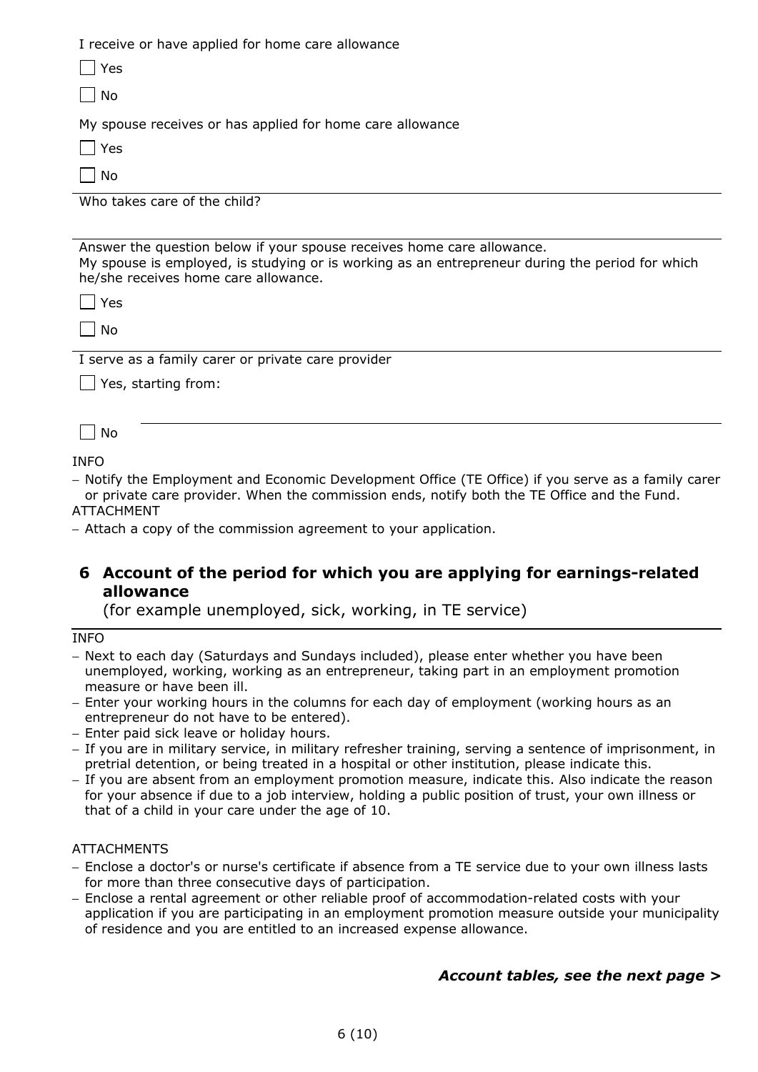I receive or have applied for home care allowance

- [ ] Yes
- [ ] No

My spouse receives or has applied for home care allowance

- [ ] Yes
- [ ] No

Who takes care of the child?

---

Answer the question below if your spouse receives home care allowance.
My spouse is employed, is studying or is working as an entrepreneur during the period for which he/she receives home care allowance.

- [ ] Yes
- [ ] No

I serve as a family carer or private care provider

- [ ] Yes, starting from:
- [ ] No

INFO

- Notify the Employment and Economic Development Office (TE Office) if you serve as a family carer or private care provider. When the commission ends, notify both the TE Office and the Fund.

ATTACHMENT

- Attach a copy of the commission agreement to your application.

## 6 Account of the period for which you are applying for earnings-related allowance

(for example unemployed, sick, working, in TE service)

INFO

- Next to each day (Saturdays and Sundays included), please enter whether you have been unemployed, working, working as an entrepreneur, taking part in an employment promotion measure or have been ill.
- Enter your working hours in the columns for each day of employment (working hours as an entrepreneur do not have to be entered).
- Enter paid sick leave or holiday hours.
- If you are in military service, in military refresher training, serving a sentence of imprisonment, in pretrial detention, or being treated in a hospital or other institution, please indicate this.
- If you are absent from an employment promotion measure, indicate this. Also indicate the reason for your absence if due to a job interview, holding a public position of trust, your own illness or that of a child in your care under the age of 10.

ATTACHMENTS

- Enclose a doctor's or nurse's certificate if absence from a TE service due to your own illness lasts for more than three consecutive days of participation.
- Enclose a rental agreement or other reliable proof of accommodation-related costs with your application if you are participating in an employment promotion measure outside your municipality of residence and you are entitled to an increased expense allowance.

***Account tables, see the next page >***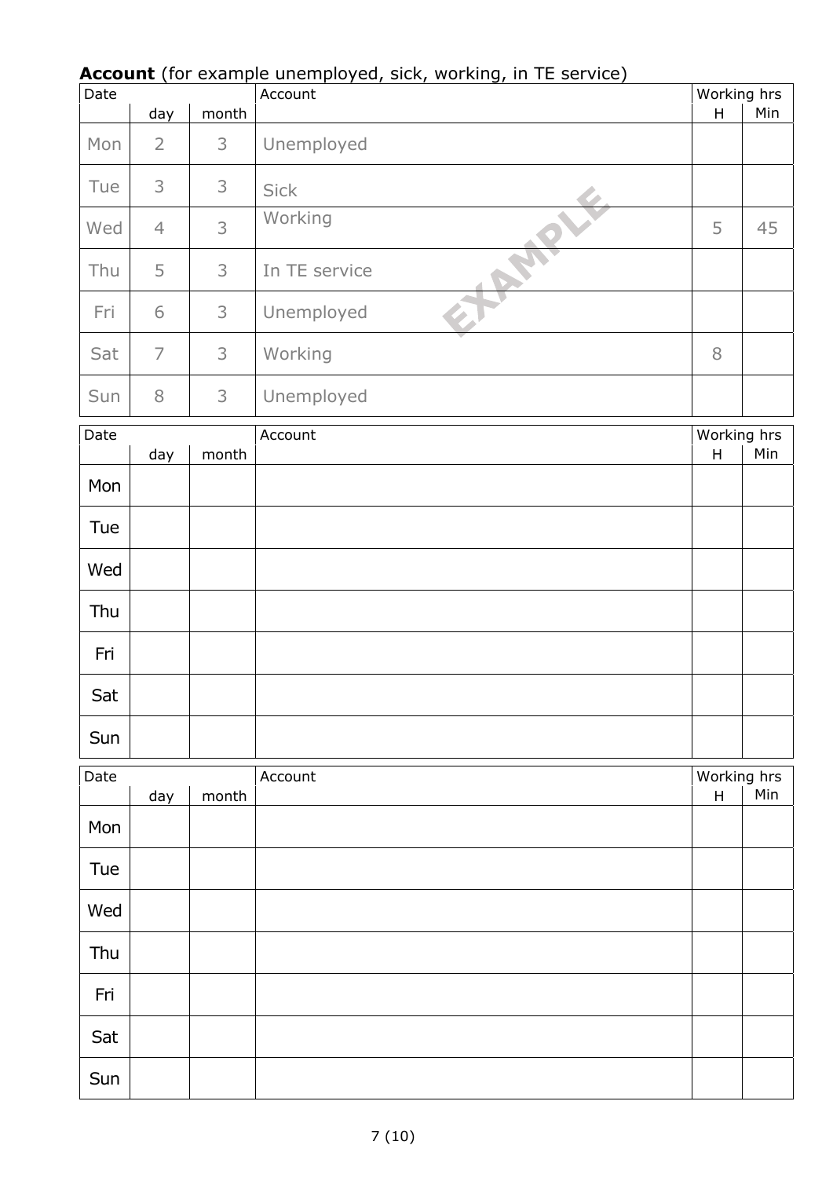**Account** (for example unemployed, sick, working, in TE service)

| Date | day | month | Account | Working hrs H | Min |
|---|---|---|---|---|---|
| Mon | 2 | 3 | Unemployed | | |
| Tue | 3 | 3 | Sick | | |
| Wed | 4 | 3 | Working | 5 | 45 |
| Thu | 5 | 3 | In TE service | | |
| Fri | 6 | 3 | Unemployed | | |
| Sat | 7 | 3 | Working | 8 | |
| Sun | 8 | 3 | Unemployed | | |

EXAMPLE

| Date | day | month | Account | Working hrs H | Min |
|---|---|---|---|---|---|
| Mon | | | | | |
| Tue | | | | | |
| Wed | | | | | |
| Thu | | | | | |
| Fri | | | | | |
| Sat | | | | | |
| Sun | | | | | |

| Date | day | month | Account | Working hrs H | Min |
|---|---|---|---|---|---|
| Mon | | | | | |
| Tue | | | | | |
| Wed | | | | | |
| Thu | | | | | |
| Fri | | | | | |
| Sat | | | | | |
| Sun | | | | | |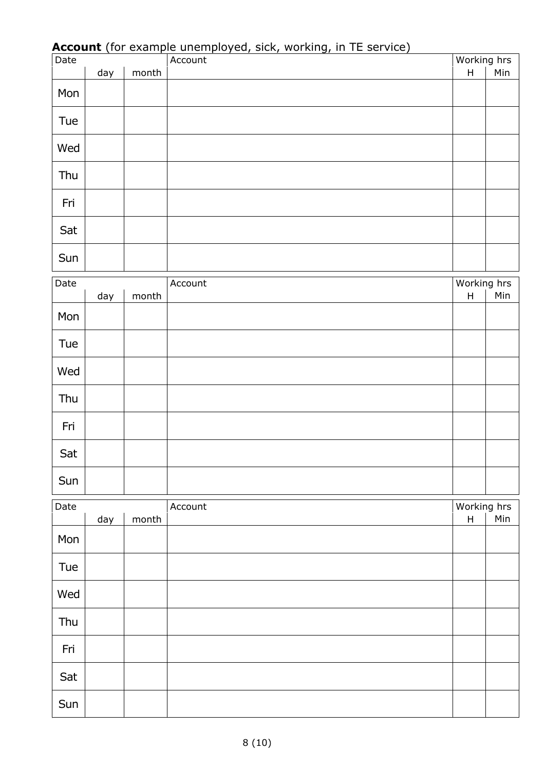**Account** (for example unemployed, sick, working, in TE service)

| Date | | | Account | Working hrs | |
|---|---|---|---|---|---|
| | day | month | | H | Min |
| Mon | | | | | |
| Tue | | | | | |
| Wed | | | | | |
| Thu | | | | | |
| Fri | | | | | |
| Sat | | | | | |
| Sun | | | | | |

| Date | | | Account | Working hrs | |
|---|---|---|---|---|---|
| | day | month | | H | Min |
| Mon | | | | | |
| Tue | | | | | |
| Wed | | | | | |
| Thu | | | | | |
| Fri | | | | | |
| Sat | | | | | |
| Sun | | | | | |

| Date | | | Account | Working hrs | |
|---|---|---|---|---|---|
| | day | month | | H | Min |
| Mon | | | | | |
| Tue | | | | | |
| Wed | | | | | |
| Thu | | | | | |
| Fri | | | | | |
| Sat | | | | | |
| Sun | | | | | |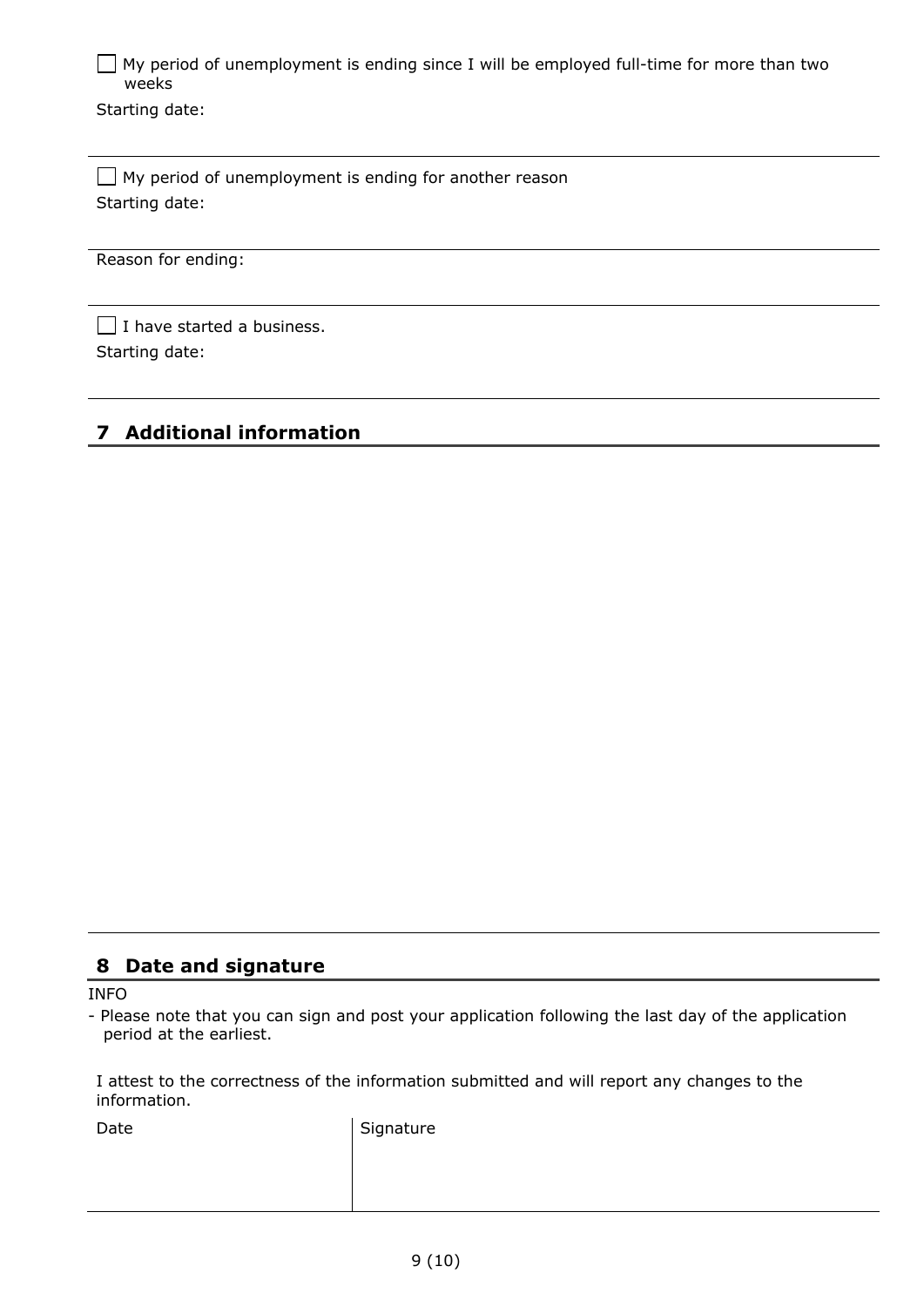☐ My period of unemployment is ending since I will be employed full-time for more than two weeks

Starting date:

---

☐ My period of unemployment is ending for another reason

Starting date:

---

Reason for ending:

---

☐ I have started a business.

Starting date:

---

## 7 Additional information

---

## 8 Date and signature

INFO

- Please note that you can sign and post your application following the last day of the application period at the earliest.

I attest to the correctness of the information submitted and will report any changes to the information.

| Date | Signature |
| --- | --- |
| | |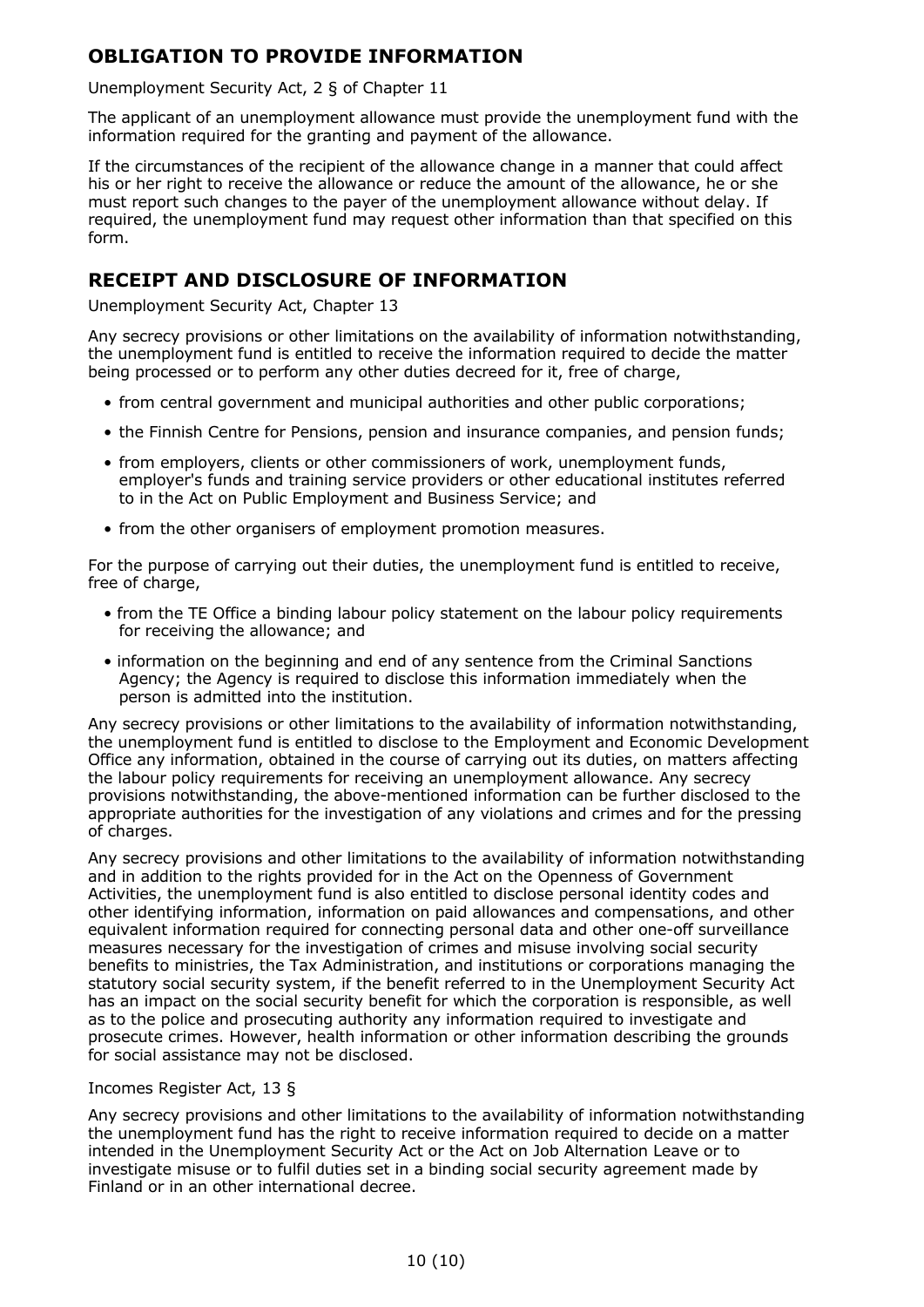## OBLIGATION TO PROVIDE INFORMATION

Unemployment Security Act, 2 § of Chapter 11

The applicant of an unemployment allowance must provide the unemployment fund with the information required for the granting and payment of the allowance.

If the circumstances of the recipient of the allowance change in a manner that could affect his or her right to receive the allowance or reduce the amount of the allowance, he or she must report such changes to the payer of the unemployment allowance without delay. If required, the unemployment fund may request other information than that specified on this form.

## RECEIPT AND DISCLOSURE OF INFORMATION

Unemployment Security Act, Chapter 13

Any secrecy provisions or other limitations on the availability of information notwithstanding, the unemployment fund is entitled to receive the information required to decide the matter being processed or to perform any other duties decreed for it, free of charge,

- from central government and municipal authorities and other public corporations;
- the Finnish Centre for Pensions, pension and insurance companies, and pension funds;
- from employers, clients or other commissioners of work, unemployment funds, employer's funds and training service providers or other educational institutes referred to in the Act on Public Employment and Business Service; and
- from the other organisers of employment promotion measures.

For the purpose of carrying out their duties, the unemployment fund is entitled to receive, free of charge,

- from the TE Office a binding labour policy statement on the labour policy requirements for receiving the allowance; and
- information on the beginning and end of any sentence from the Criminal Sanctions Agency; the Agency is required to disclose this information immediately when the person is admitted into the institution.

Any secrecy provisions or other limitations to the availability of information notwithstanding, the unemployment fund is entitled to disclose to the Employment and Economic Development Office any information, obtained in the course of carrying out its duties, on matters affecting the labour policy requirements for receiving an unemployment allowance. Any secrecy provisions notwithstanding, the above-mentioned information can be further disclosed to the appropriate authorities for the investigation of any violations and crimes and for the pressing of charges.

Any secrecy provisions and other limitations to the availability of information notwithstanding and in addition to the rights provided for in the Act on the Openness of Government Activities, the unemployment fund is also entitled to disclose personal identity codes and other identifying information, information on paid allowances and compensations, and other equivalent information required for connecting personal data and other one-off surveillance measures necessary for the investigation of crimes and misuse involving social security benefits to ministries, the Tax Administration, and institutions or corporations managing the statutory social security system, if the benefit referred to in the Unemployment Security Act has an impact on the social security benefit for which the corporation is responsible, as well as to the police and prosecuting authority any information required to investigate and prosecute crimes. However, health information or other information describing the grounds for social assistance may not be disclosed.

Incomes Register Act, 13 §

Any secrecy provisions and other limitations to the availability of information notwithstanding the unemployment fund has the right to receive information required to decide on a matter intended in the Unemployment Security Act or the Act on Job Alternation Leave or to investigate misuse or to fulfil duties set in a binding social security agreement made by Finland or in an other international decree.